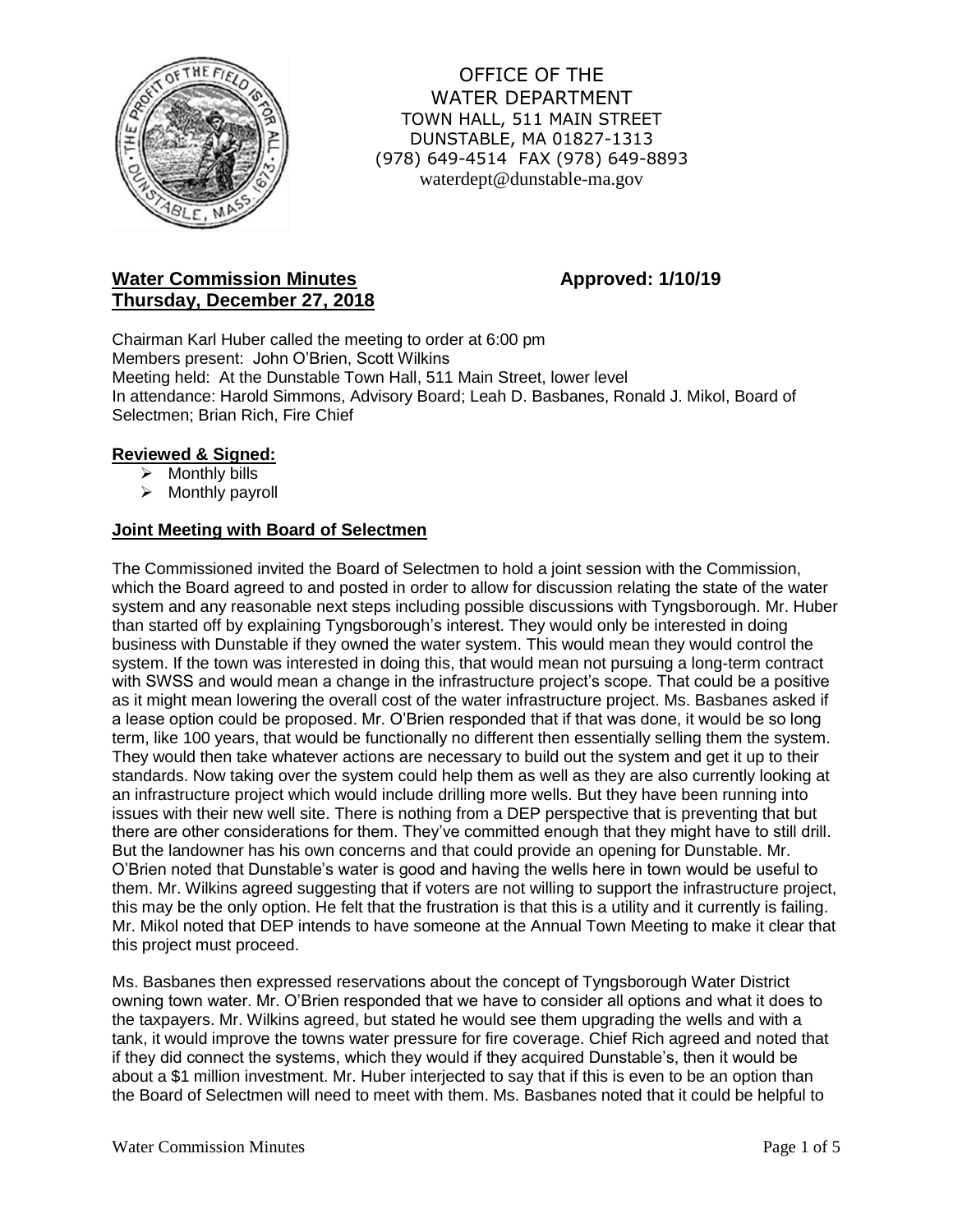OFFICE OF THE
WATER DEPARTMENT
TOWN HALL, 511 MAIN STREET
DUNSTABLE, MA 01827-1313
(978) 649-4514 FAX (978) 649-8893
waterdept@dunstable-ma.gov

## Water Commission Minutes
## Thursday, December 27, 2018

**Approved: 1/10/19**

Chairman Karl Huber called the meeting to order at 6:00 pm
Members present: John O'Brien, Scott Wilkins
Meeting held: At the Dunstable Town Hall, 511 Main Street, lower level
In attendance: Harold Simmons, Advisory Board; Leah D. Basbanes, Ronald J. Mikol, Board of Selectmen; Brian Rich, Fire Chief

### Reviewed & Signed:

- Monthly bills
- Monthly payroll

### Joint Meeting with Board of Selectmen

The Commissioned invited the Board of Selectmen to hold a joint session with the Commission, which the Board agreed to and posted in order to allow for discussion relating the state of the water system and any reasonable next steps including possible discussions with Tyngsborough. Mr. Huber than started off by explaining Tyngsborough's interest. They would only be interested in doing business with Dunstable if they owned the water system. This would mean they would control the system. If the town was interested in doing this, that would mean not pursuing a long-term contract with SWSS and would mean a change in the infrastructure project's scope. That could be a positive as it might mean lowering the overall cost of the water infrastructure project. Ms. Basbanes asked if a lease option could be proposed. Mr. O'Brien responded that if that was done, it would be so long term, like 100 years, that would be functionally no different then essentially selling them the system. They would then take whatever actions are necessary to build out the system and get it up to their standards. Now taking over the system could help them as well as they are also currently looking at an infrastructure project which would include drilling more wells. But they have been running into issues with their new well site. There is nothing from a DEP perspective that is preventing that but there are other considerations for them. They've committed enough that they might have to still drill. But the landowner has his own concerns and that could provide an opening for Dunstable. Mr. O'Brien noted that Dunstable's water is good and having the wells here in town would be useful to them. Mr. Wilkins agreed suggesting that if voters are not willing to support the infrastructure project, this may be the only option. He felt that the frustration is that this is a utility and it currently is failing. Mr. Mikol noted that DEP intends to have someone at the Annual Town Meeting to make it clear that this project must proceed.

Ms. Basbanes then expressed reservations about the concept of Tyngsborough Water District owning town water. Mr. O'Brien responded that we have to consider all options and what it does to the taxpayers. Mr. Wilkins agreed, but stated he would see them upgrading the wells and with a tank, it would improve the towns water pressure for fire coverage. Chief Rich agreed and noted that if they did connect the systems, which they would if they acquired Dunstable's, then it would be about a $1 million investment. Mr. Huber interjected to say that if this is even to be an option than the Board of Selectmen will need to meet with them. Ms. Basbanes noted that it could be helpful to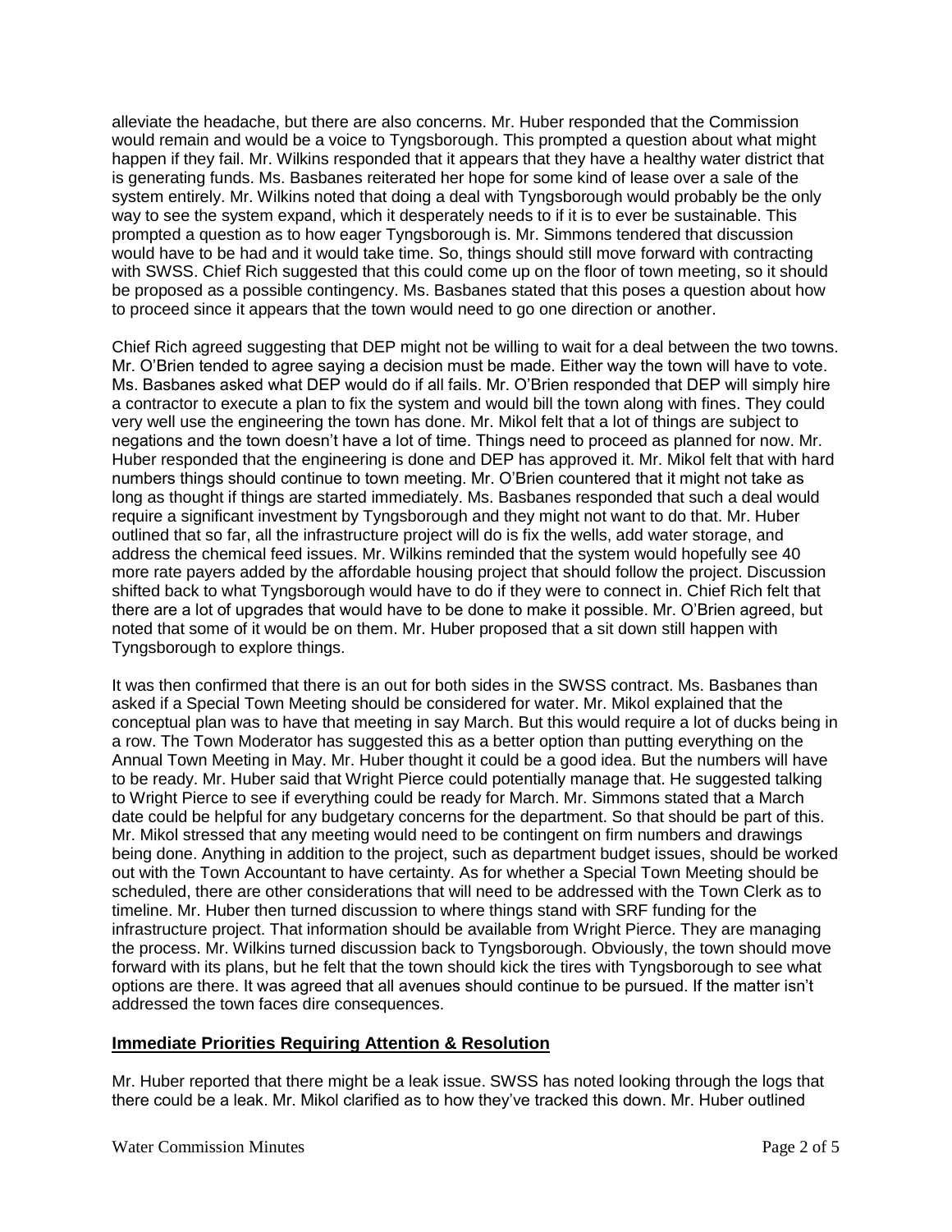alleviate the headache, but there are also concerns. Mr. Huber responded that the Commission would remain and would be a voice to Tyngsborough. This prompted a question about what might happen if they fail. Mr. Wilkins responded that it appears that they have a healthy water district that is generating funds. Ms. Basbanes reiterated her hope for some kind of lease over a sale of the system entirely. Mr. Wilkins noted that doing a deal with Tyngsborough would probably be the only way to see the system expand, which it desperately needs to if it is to ever be sustainable. This prompted a question as to how eager Tyngsborough is. Mr. Simmons tendered that discussion would have to be had and it would take time. So, things should still move forward with contracting with SWSS. Chief Rich suggested that this could come up on the floor of town meeting, so it should be proposed as a possible contingency. Ms. Basbanes stated that this poses a question about how to proceed since it appears that the town would need to go one direction or another.

Chief Rich agreed suggesting that DEP might not be willing to wait for a deal between the two towns. Mr. O'Brien tended to agree saying a decision must be made. Either way the town will have to vote. Ms. Basbanes asked what DEP would do if all fails. Mr. O'Brien responded that DEP will simply hire a contractor to execute a plan to fix the system and would bill the town along with fines. They could very well use the engineering the town has done. Mr. Mikol felt that a lot of things are subject to negations and the town doesn't have a lot of time. Things need to proceed as planned for now. Mr. Huber responded that the engineering is done and DEP has approved it. Mr. Mikol felt that with hard numbers things should continue to town meeting. Mr. O'Brien countered that it might not take as long as thought if things are started immediately. Ms. Basbanes responded that such a deal would require a significant investment by Tyngsborough and they might not want to do that. Mr. Huber outlined that so far, all the infrastructure project will do is fix the wells, add water storage, and address the chemical feed issues. Mr. Wilkins reminded that the system would hopefully see 40 more rate payers added by the affordable housing project that should follow the project. Discussion shifted back to what Tyngsborough would have to do if they were to connect in. Chief Rich felt that there are a lot of upgrades that would have to be done to make it possible. Mr. O'Brien agreed, but noted that some of it would be on them. Mr. Huber proposed that a sit down still happen with Tyngsborough to explore things.

It was then confirmed that there is an out for both sides in the SWSS contract. Ms. Basbanes than asked if a Special Town Meeting should be considered for water. Mr. Mikol explained that the conceptual plan was to have that meeting in say March. But this would require a lot of ducks being in a row. The Town Moderator has suggested this as a better option than putting everything on the Annual Town Meeting in May. Mr. Huber thought it could be a good idea. But the numbers will have to be ready. Mr. Huber said that Wright Pierce could potentially manage that. He suggested talking to Wright Pierce to see if everything could be ready for March. Mr. Simmons stated that a March date could be helpful for any budgetary concerns for the department. So that should be part of this. Mr. Mikol stressed that any meeting would need to be contingent on firm numbers and drawings being done. Anything in addition to the project, such as department budget issues, should be worked out with the Town Accountant to have certainty. As for whether a Special Town Meeting should be scheduled, there are other considerations that will need to be addressed with the Town Clerk as to timeline. Mr. Huber then turned discussion to where things stand with SRF funding for the infrastructure project. That information should be available from Wright Pierce. They are managing the process. Mr. Wilkins turned discussion back to Tyngsborough. Obviously, the town should move forward with its plans, but he felt that the town should kick the tires with Tyngsborough to see what options are there. It was agreed that all avenues should continue to be pursued. If the matter isn't addressed the town faces dire consequences.

## **Immediate Priorities Requiring Attention & Resolution**

Mr. Huber reported that there might be a leak issue. SWSS has noted looking through the logs that there could be a leak. Mr. Mikol clarified as to how they've tracked this down. Mr. Huber outlined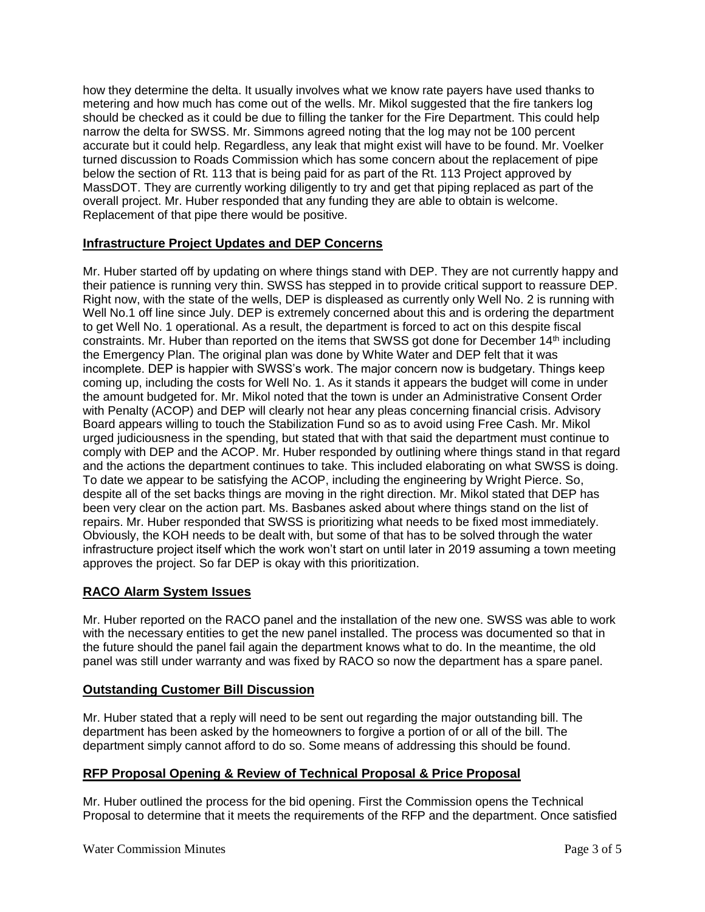how they determine the delta. It usually involves what we know rate payers have used thanks to metering and how much has come out of the wells. Mr. Mikol suggested that the fire tankers log should be checked as it could be due to filling the tanker for the Fire Department. This could help narrow the delta for SWSS. Mr. Simmons agreed noting that the log may not be 100 percent accurate but it could help. Regardless, any leak that might exist will have to be found. Mr. Voelker turned discussion to Roads Commission which has some concern about the replacement of pipe below the section of Rt. 113 that is being paid for as part of the Rt. 113 Project approved by MassDOT. They are currently working diligently to try and get that piping replaced as part of the overall project. Mr. Huber responded that any funding they are able to obtain is welcome. Replacement of that pipe there would be positive.

## Infrastructure Project Updates and DEP Concerns

Mr. Huber started off by updating on where things stand with DEP. They are not currently happy and their patience is running very thin. SWSS has stepped in to provide critical support to reassure DEP. Right now, with the state of the wells, DEP is displeased as currently only Well No. 2 is running with Well No.1 off line since July. DEP is extremely concerned about this and is ordering the department to get Well No. 1 operational. As a result, the department is forced to act on this despite fiscal constraints. Mr. Huber than reported on the items that SWSS got done for December 14th including the Emergency Plan. The original plan was done by White Water and DEP felt that it was incomplete. DEP is happier with SWSS's work. The major concern now is budgetary. Things keep coming up, including the costs for Well No. 1. As it stands it appears the budget will come in under the amount budgeted for. Mr. Mikol noted that the town is under an Administrative Consent Order with Penalty (ACOP) and DEP will clearly not hear any pleas concerning financial crisis. Advisory Board appears willing to touch the Stabilization Fund so as to avoid using Free Cash. Mr. Mikol urged judiciousness in the spending, but stated that with that said the department must continue to comply with DEP and the ACOP. Mr. Huber responded by outlining where things stand in that regard and the actions the department continues to take. This included elaborating on what SWSS is doing. To date we appear to be satisfying the ACOP, including the engineering by Wright Pierce. So, despite all of the set backs things are moving in the right direction. Mr. Mikol stated that DEP has been very clear on the action part. Ms. Basbanes asked about where things stand on the list of repairs. Mr. Huber responded that SWSS is prioritizing what needs to be fixed most immediately. Obviously, the KOH needs to be dealt with, but some of that has to be solved through the water infrastructure project itself which the work won't start on until later in 2019 assuming a town meeting approves the project. So far DEP is okay with this prioritization.

## RACO Alarm System Issues

Mr. Huber reported on the RACO panel and the installation of the new one. SWSS was able to work with the necessary entities to get the new panel installed. The process was documented so that in the future should the panel fail again the department knows what to do. In the meantime, the old panel was still under warranty and was fixed by RACO so now the department has a spare panel.

## Outstanding Customer Bill Discussion

Mr. Huber stated that a reply will need to be sent out regarding the major outstanding bill. The department has been asked by the homeowners to forgive a portion of or all of the bill. The department simply cannot afford to do so. Some means of addressing this should be found.

## RFP Proposal Opening & Review of Technical Proposal & Price Proposal

Mr. Huber outlined the process for the bid opening. First the Commission opens the Technical Proposal to determine that it meets the requirements of the RFP and the department. Once satisfied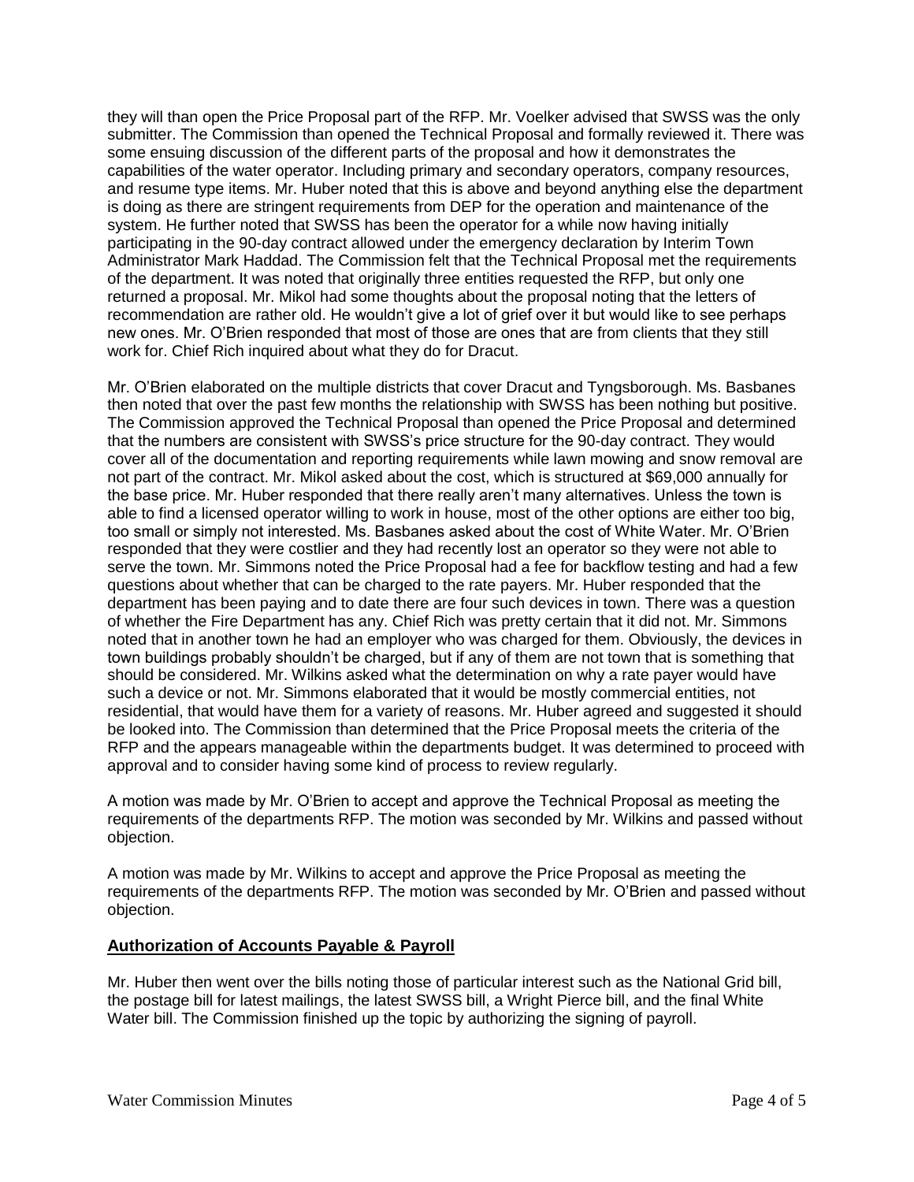they will than open the Price Proposal part of the RFP. Mr. Voelker advised that SWSS was the only submitter. The Commission than opened the Technical Proposal and formally reviewed it. There was some ensuing discussion of the different parts of the proposal and how it demonstrates the capabilities of the water operator. Including primary and secondary operators, company resources, and resume type items. Mr. Huber noted that this is above and beyond anything else the department is doing as there are stringent requirements from DEP for the operation and maintenance of the system. He further noted that SWSS has been the operator for a while now having initially participating in the 90-day contract allowed under the emergency declaration by Interim Town Administrator Mark Haddad. The Commission felt that the Technical Proposal met the requirements of the department. It was noted that originally three entities requested the RFP, but only one returned a proposal. Mr. Mikol had some thoughts about the proposal noting that the letters of recommendation are rather old. He wouldn't give a lot of grief over it but would like to see perhaps new ones. Mr. O'Brien responded that most of those are ones that are from clients that they still work for. Chief Rich inquired about what they do for Dracut.

Mr. O'Brien elaborated on the multiple districts that cover Dracut and Tyngsborough. Ms. Basbanes then noted that over the past few months the relationship with SWSS has been nothing but positive. The Commission approved the Technical Proposal than opened the Price Proposal and determined that the numbers are consistent with SWSS's price structure for the 90-day contract. They would cover all of the documentation and reporting requirements while lawn mowing and snow removal are not part of the contract. Mr. Mikol asked about the cost, which is structured at $69,000 annually for the base price. Mr. Huber responded that there really aren't many alternatives. Unless the town is able to find a licensed operator willing to work in house, most of the other options are either too big, too small or simply not interested. Ms. Basbanes asked about the cost of White Water. Mr. O'Brien responded that they were costlier and they had recently lost an operator so they were not able to serve the town. Mr. Simmons noted the Price Proposal had a fee for backflow testing and had a few questions about whether that can be charged to the rate payers. Mr. Huber responded that the department has been paying and to date there are four such devices in town. There was a question of whether the Fire Department has any. Chief Rich was pretty certain that it did not. Mr. Simmons noted that in another town he had an employer who was charged for them. Obviously, the devices in town buildings probably shouldn't be charged, but if any of them are not town that is something that should be considered. Mr. Wilkins asked what the determination on why a rate payer would have such a device or not. Mr. Simmons elaborated that it would be mostly commercial entities, not residential, that would have them for a variety of reasons. Mr. Huber agreed and suggested it should be looked into. The Commission than determined that the Price Proposal meets the criteria of the RFP and the appears manageable within the departments budget. It was determined to proceed with approval and to consider having some kind of process to review regularly.

A motion was made by Mr. O'Brien to accept and approve the Technical Proposal as meeting the requirements of the departments RFP. The motion was seconded by Mr. Wilkins and passed without objection.

A motion was made by Mr. Wilkins to accept and approve the Price Proposal as meeting the requirements of the departments RFP. The motion was seconded by Mr. O'Brien and passed without objection.

## **Authorization of Accounts Payable & Payroll**

Mr. Huber then went over the bills noting those of particular interest such as the National Grid bill, the postage bill for latest mailings, the latest SWSS bill, a Wright Pierce bill, and the final White Water bill. The Commission finished up the topic by authorizing the signing of payroll.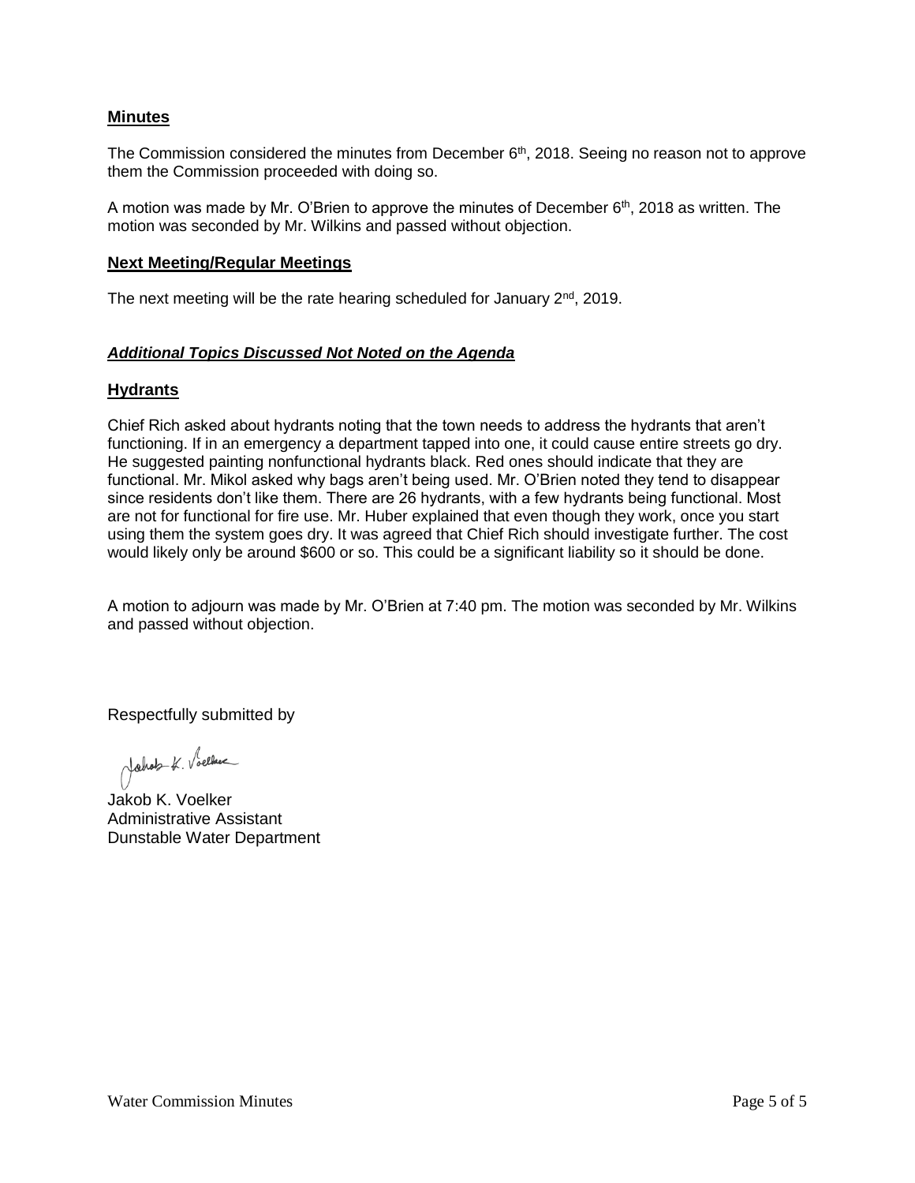## **Minutes**

The Commission considered the minutes from December 6th, 2018. Seeing no reason not to approve them the Commission proceeded with doing so.

A motion was made by Mr. O'Brien to approve the minutes of December 6th, 2018 as written. The motion was seconded by Mr. Wilkins and passed without objection.

## **Next Meeting/Regular Meetings**

The next meeting will be the rate hearing scheduled for January 2nd, 2019.

## ***Additional Topics Discussed Not Noted on the Agenda***

## **Hydrants**

Chief Rich asked about hydrants noting that the town needs to address the hydrants that aren't functioning. If in an emergency a department tapped into one, it could cause entire streets go dry. He suggested painting nonfunctional hydrants black. Red ones should indicate that they are functional. Mr. Mikol asked why bags aren't being used. Mr. O'Brien noted they tend to disappear since residents don't like them. There are 26 hydrants, with a few hydrants being functional. Most are not for functional for fire use. Mr. Huber explained that even though they work, once you start using them the system goes dry. It was agreed that Chief Rich should investigate further. The cost would likely only be around $600 or so. This could be a significant liability so it should be done.

A motion to adjourn was made by Mr. O'Brien at 7:40 pm. The motion was seconded by Mr. Wilkins and passed without objection.

Respectfully submitted by

Jakob K. Voelker

Jakob K. Voelker
Administrative Assistant
Dunstable Water Department